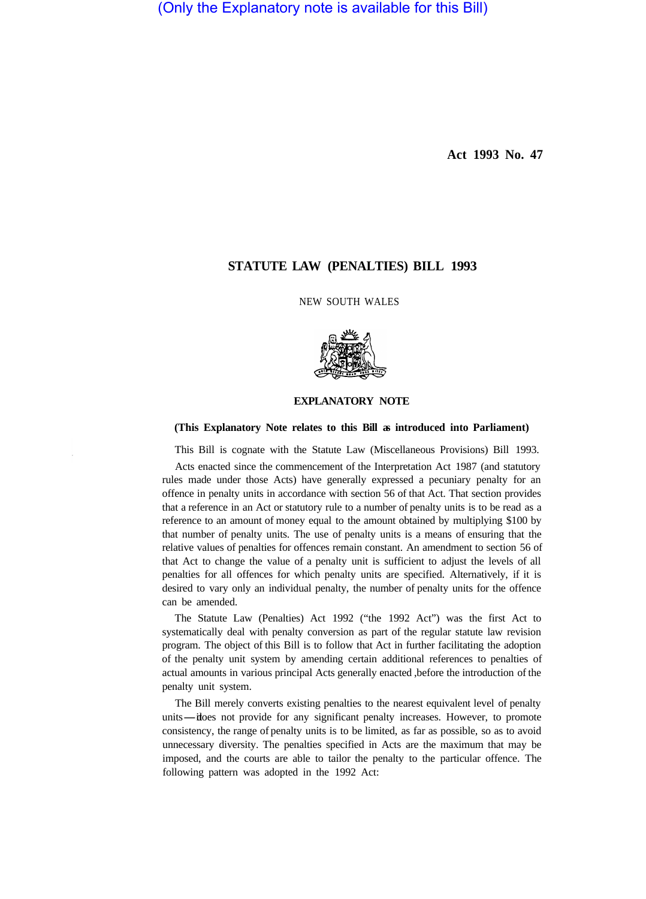(Only the Explanatory note is available for this Bill)

**Act 1993 No. 47**

# STATUTE LAW (PENALTIES) BILL 1993

NEW SOUTH WALES

## EXPLANATORY NOTE

**(This Explanatory Note relates to this Bill as introduced into Parliament)**

This Bill is cognate with the Statute Law (Miscellaneous Provisions) Bill 1993.

Acts enacted since the commencement of the Interpretation Act 1987 (and statutory rules made under those Acts) have generally expressed a pecuniary penalty for an offence in penalty units in accordance with section 56 of that Act. That section provides that a reference in an Act or statutory rule to a number of penalty units is to be read as a reference to an amount of money equal to the amount obtained by multiplying $100 by that number of penalty units. The use of penalty units is a means of ensuring that the relative values of penalties for offences remain constant. An amendment to section 56 of that Act to change the value of a penalty unit is sufficient to adjust the levels of all penalties for all offences for which penalty units are specified. Alternatively, if it is desired to vary only an individual penalty, the number of penalty units for the offence can be amended.

The Statute Law (Penalties) Act 1992 ("the 1992 Act") was the first Act to systematically deal with penalty conversion as part of the regular statute law revision program. The object of this Bill is to follow that Act in further facilitating the adoption of the penalty unit system by amending certain additional references to penalties of actual amounts in various principal Acts generally enacted ,before the introduction of the penalty unit system.

The Bill merely converts existing penalties to the nearest equivalent level of penalty units—it does not provide for any significant penalty increases. However, to promote consistency, the range of penalty units is to be limited, as far as possible, so as to avoid unnecessary diversity. The penalties specified in Acts are the maximum that may be imposed, and the courts are able to tailor the penalty to the particular offence. The following pattern was adopted in the 1992 Act: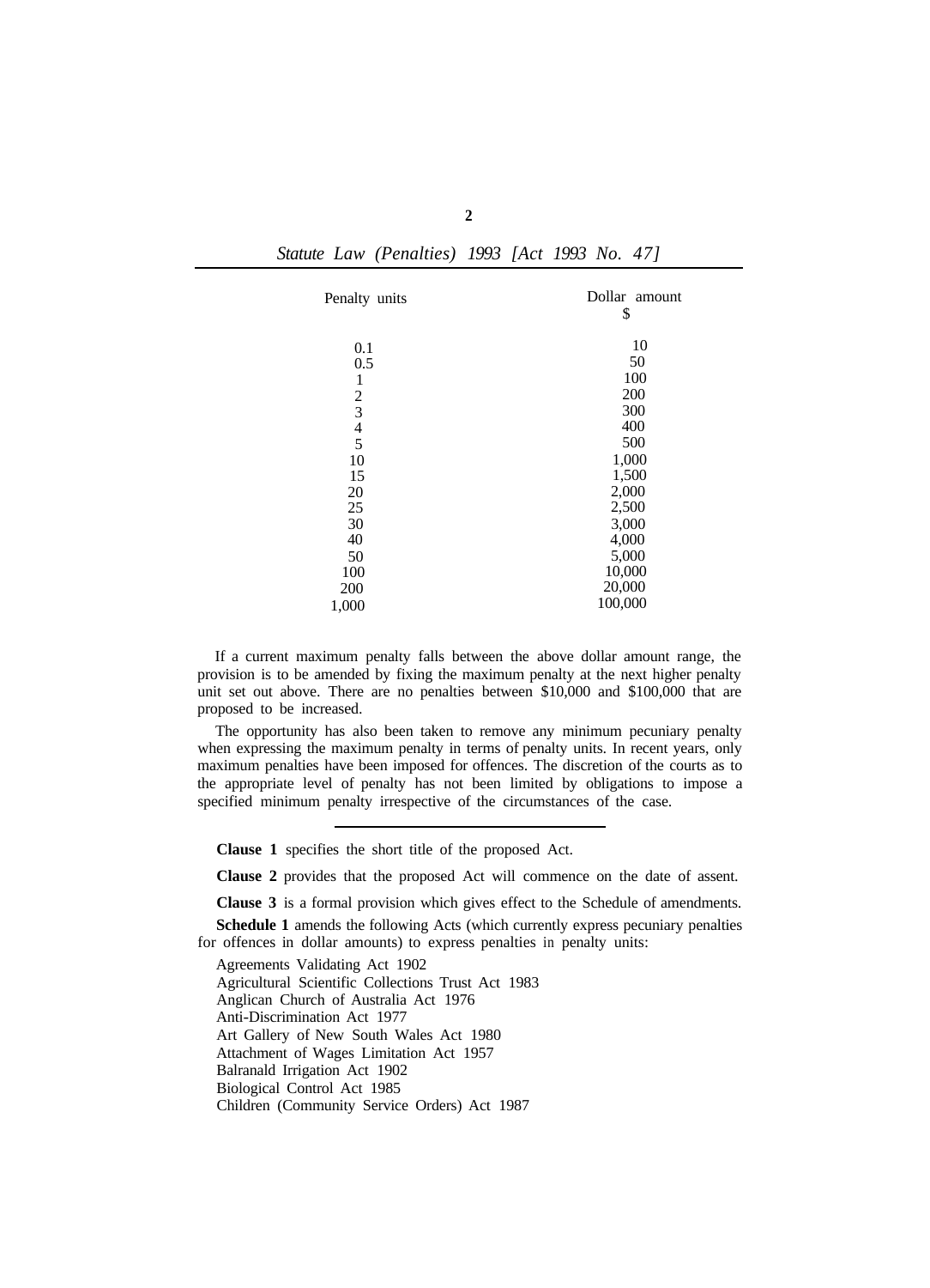| Penalty units | Dollar amount $ |
| --- | --- |
| 0.1 | 10 |
| 0.5 | 50 |
| 1 | 100 |
| 2 | 200 |
| 3 | 300 |
| 4 | 400 |
| 5 | 500 |
| 10 | 1,000 |
| 15 | 1,500 |
| 20 | 2,000 |
| 25 | 2,500 |
| 30 | 3,000 |
| 40 | 4,000 |
| 50 | 5,000 |
| 100 | 10,000 |
| 200 | 20,000 |
| 1,000 | 100,000 |

If a current maximum penalty falls between the above dollar amount range, the provision is to be amended by fixing the maximum penalty at the next higher penalty unit set out above. There are no penalties between $10,000 and $100,000 that are proposed to be increased.

The opportunity has also been taken to remove any minimum pecuniary penalty when expressing the maximum penalty in terms of penalty units. In recent years, only maximum penalties have been imposed for offences. The discretion of the courts as to the appropriate level of penalty has not been limited by obligations to impose a specified minimum penalty irrespective of the circumstances of the case.

---

**Clause 1** specifies the short title of the proposed Act.

**Clause 2** provides that the proposed Act will commence on the date of assent.

**Clause 3** is a formal provision which gives effect to the Schedule of amendments.

**Schedule 1** amends the following Acts (which currently express pecuniary penalties for offences in dollar amounts) to express penalties in penalty units:

Agreements Validating Act 1902
Agricultural Scientific Collections Trust Act 1983
Anglican Church of Australia Act 1976
Anti-Discrimination Act 1977
Art Gallery of New South Wales Act 1980
Attachment of Wages Limitation Act 1957
Balranald Irrigation Act 1902
Biological Control Act 1985
Children (Community Service Orders) Act 1987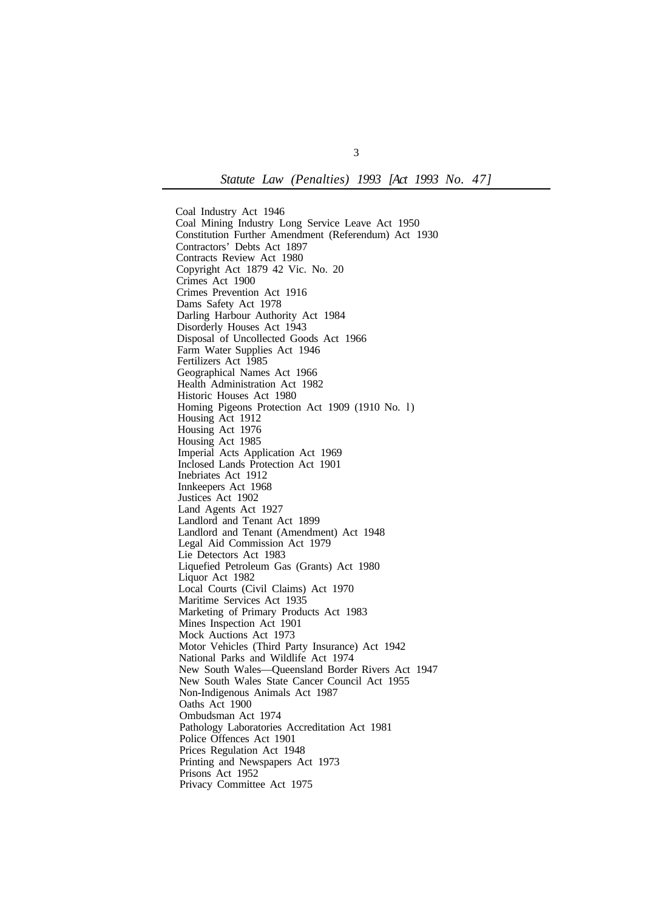Coal Industry Act 1946
Coal Mining Industry Long Service Leave Act 1950
Constitution Further Amendment (Referendum) Act 1930
Contractors' Debts Act 1897
Contracts Review Act 1980
Copyright Act 1879 42 Vic. No. 20
Crimes Act 1900
Crimes Prevention Act 1916
Dams Safety Act 1978
Darling Harbour Authority Act 1984
Disorderly Houses Act 1943
Disposal of Uncollected Goods Act 1966
Farm Water Supplies Act 1946
Fertilizers Act 1985
Geographical Names Act 1966
Health Administration Act 1982
Historic Houses Act 1980
Homing Pigeons Protection Act 1909 (1910 No. 1)
Housing Act 1912
Housing Act 1976
Housing Act 1985
Imperial Acts Application Act 1969
Inclosed Lands Protection Act 1901
Inebriates Act 1912
Innkeepers Act 1968
Justices Act 1902
Land Agents Act 1927
Landlord and Tenant Act 1899
Landlord and Tenant (Amendment) Act 1948
Legal Aid Commission Act 1979
Lie Detectors Act 1983
Liquefied Petroleum Gas (Grants) Act 1980
Liquor Act 1982
Local Courts (Civil Claims) Act 1970
Maritime Services Act 1935
Marketing of Primary Products Act 1983
Mines Inspection Act 1901
Mock Auctions Act 1973
Motor Vehicles (Third Party Insurance) Act 1942
National Parks and Wildlife Act 1974
New South Wales—Queensland Border Rivers Act 1947
New South Wales State Cancer Council Act 1955
Non-Indigenous Animals Act 1987
Oaths Act 1900
Ombudsman Act 1974
Pathology Laboratories Accreditation Act 1981
Police Offences Act 1901
Prices Regulation Act 1948
Printing and Newspapers Act 1973
Prisons Act 1952
Privacy Committee Act 1975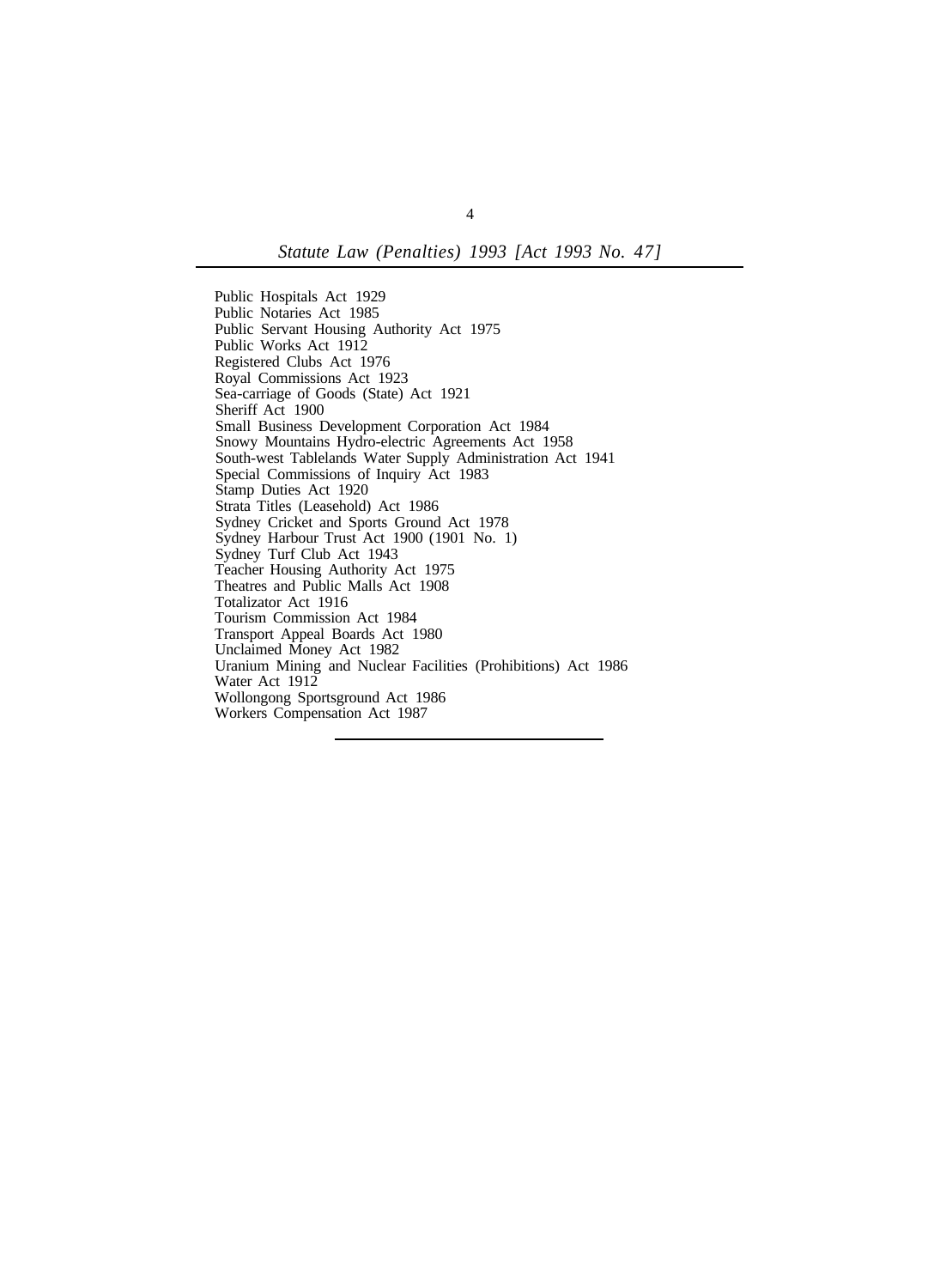Public Hospitals Act 1929
Public Notaries Act 1985
Public Servant Housing Authority Act 1975
Public Works Act 1912
Registered Clubs Act 1976
Royal Commissions Act 1923
Sea-carriage of Goods (State) Act 1921
Sheriff Act 1900
Small Business Development Corporation Act 1984
Snowy Mountains Hydro-electric Agreements Act 1958
South-west Tablelands Water Supply Administration Act 1941
Special Commissions of Inquiry Act 1983
Stamp Duties Act 1920
Strata Titles (Leasehold) Act 1986
Sydney Cricket and Sports Ground Act 1978
Sydney Harbour Trust Act 1900 (1901 No. 1)
Sydney Turf Club Act 1943
Teacher Housing Authority Act 1975
Theatres and Public Malls Act 1908
Totalizator Act 1916
Tourism Commission Act 1984
Transport Appeal Boards Act 1980
Unclaimed Money Act 1982
Uranium Mining and Nuclear Facilities (Prohibitions) Act 1986
Water Act 1912
Wollongong Sportsground Act 1986
Workers Compensation Act 1987